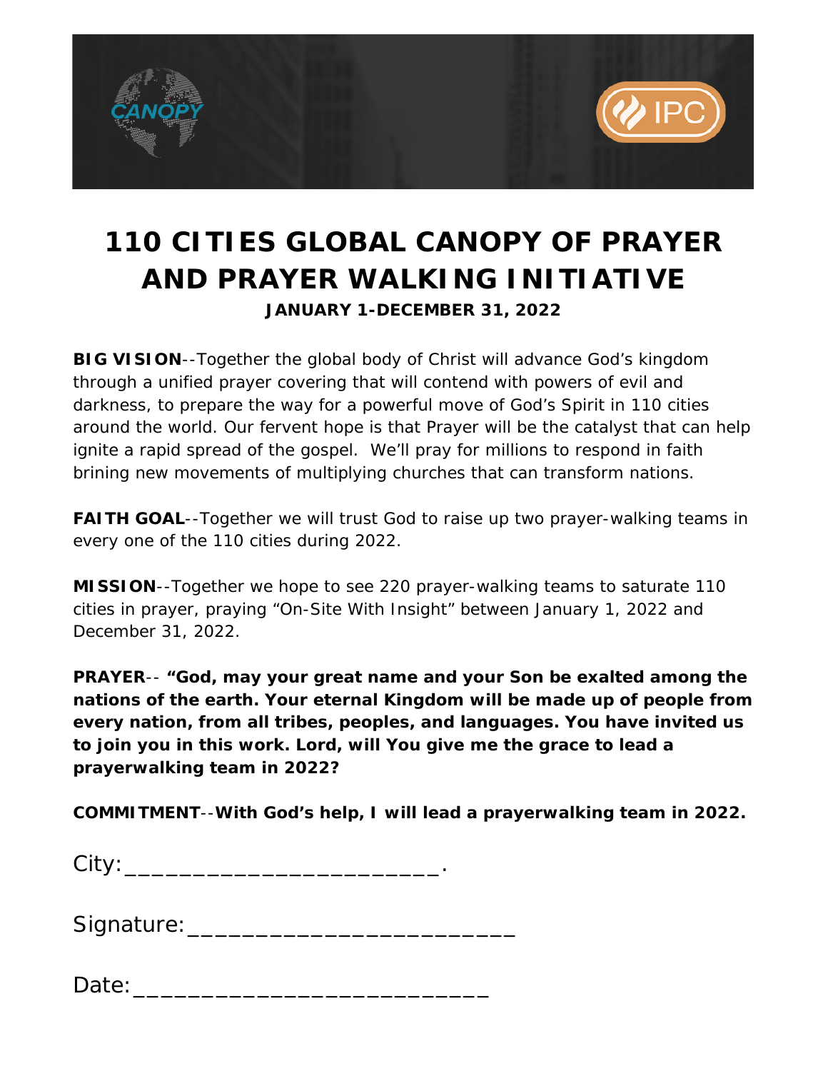# 110 CITIES GLOBAL CANOPY OF PRAYER AND PRAYER WALKING INITIATIVE

**JANUARY 1-DECEMBER 31, 2022**

**BIG VISION**--Together the global body of Christ will advance God's kingdom through a unified prayer covering that will contend with powers of evil and darkness, to prepare the way for a powerful move of God's Spirit in 110 cities around the world. Our fervent hope is that Prayer will be the catalyst that can help ignite a rapid spread of the gospel. We'll pray for millions to respond in faith brining new movements of multiplying churches that can transform nations.

**FAITH GOAL**--Together we will trust God to raise up two prayer-walking teams in every one of the 110 cities during 2022.

**MISSION**--Together we hope to see 220 prayer-walking teams to saturate 110 cities in prayer, praying "On-Site With Insight" between January 1, 2022 and December 31, 2022.

**PRAYER**-- **"God, may your great name and your Son be exalted among the nations of the earth. Your eternal Kingdom will be made up of people from every nation, from all tribes, peoples, and languages. You have invited us to join you in this work. Lord, will You give me the grace to lead a prayerwalking team in 2022?**

**COMMITMENT**--**With God's help, I will lead a prayerwalking team in 2022.**

City:________________________.

Signature:_________________________

Date:____________________________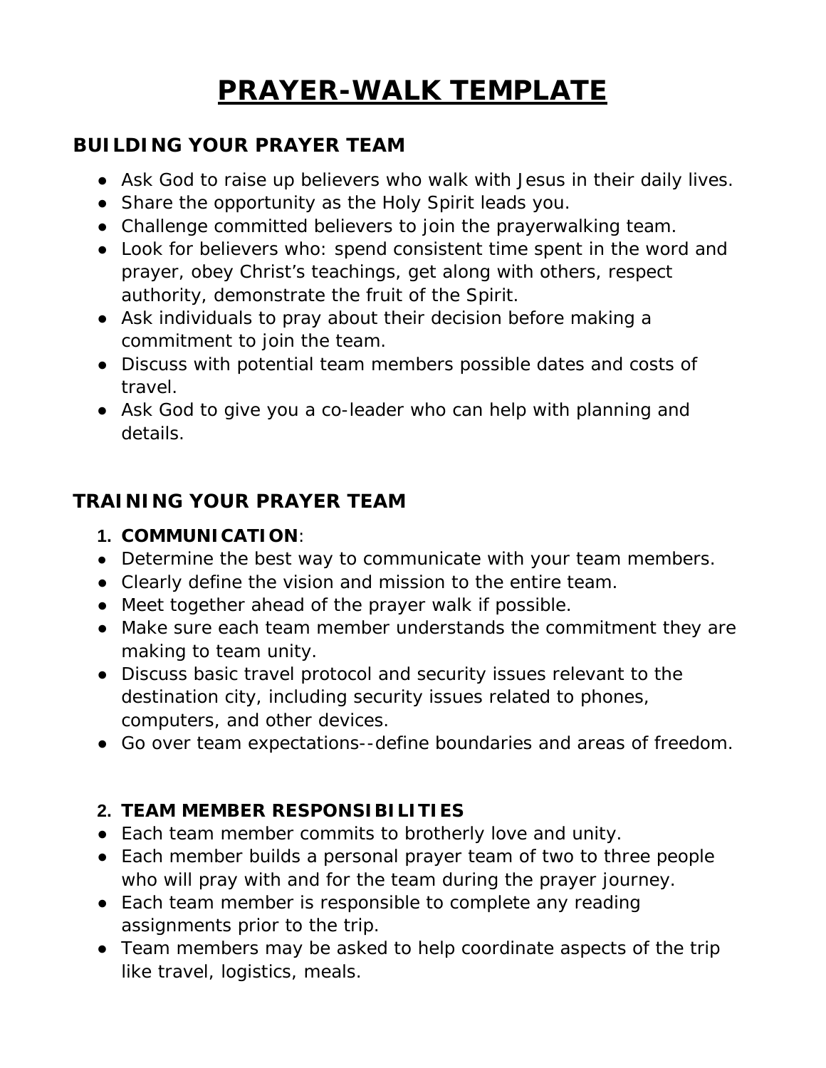# PRAYER-WALK TEMPLATE

## BUILDING YOUR PRAYER TEAM

- Ask God to raise up believers who walk with Jesus in their daily lives.
- Share the opportunity as the Holy Spirit leads you.
- Challenge committed believers to join the prayerwalking team.
- Look for believers who: spend consistent time spent in the word and prayer, obey Christ's teachings, get along with others, respect authority, demonstrate the fruit of the Spirit.
- Ask individuals to pray about their decision before making a commitment to join the team.
- Discuss with potential team members possible dates and costs of travel.
- Ask God to give you a co-leader who can help with planning and details.

## TRAINING YOUR PRAYER TEAM

1. **COMMUNICATION**:

- Determine the best way to communicate with your team members.
- Clearly define the vision and mission to the entire team.
- Meet together ahead of the prayer walk if possible.
- Make sure each team member understands the commitment they are making to team unity.
- Discuss basic travel protocol and security issues relevant to the destination city, including security issues related to phones, computers, and other devices.
- Go over team expectations--define boundaries and areas of freedom.

2. **TEAM MEMBER RESPONSIBILITIES**

- Each team member commits to brotherly love and unity.
- Each member builds a personal prayer team of two to three people who will pray with and for the team during the prayer journey.
- Each team member is responsible to complete any reading assignments prior to the trip.
- Team members may be asked to help coordinate aspects of the trip like travel, logistics, meals.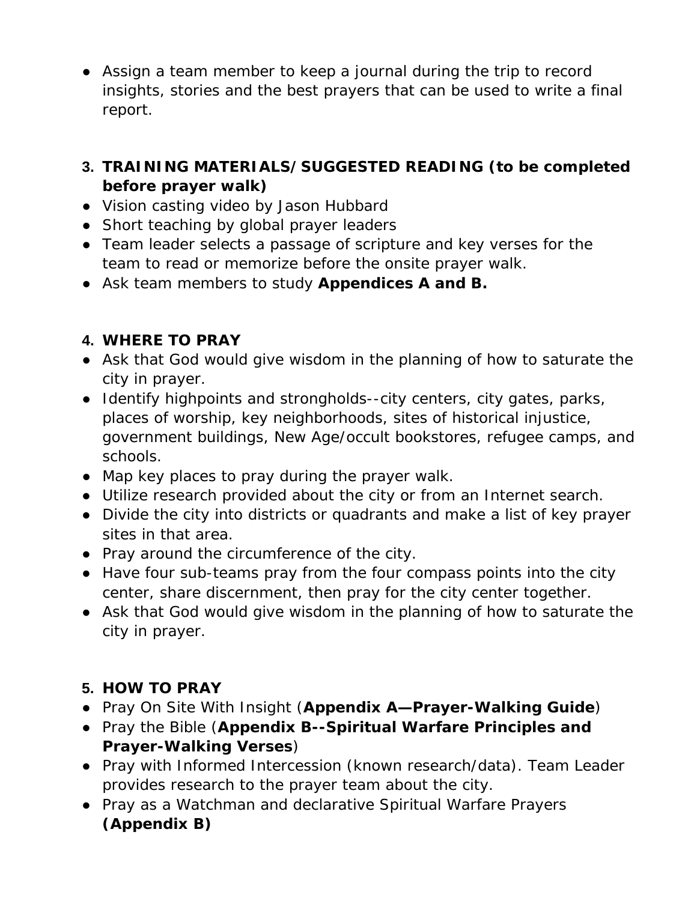- Assign a team member to keep a journal during the trip to record insights, stories and the best prayers that can be used to write a final report.

3. **TRAINING MATERIALS/SUGGESTED READING (to be completed before prayer walk)**

- Vision casting video by Jason Hubbard
- Short teaching by global prayer leaders
- Team leader selects a passage of scripture and key verses for the team to read or memorize before the onsite prayer walk.
- Ask team members to study **Appendices A and B.**

4. **WHERE TO PRAY**

- Ask that God would give wisdom in the planning of how to saturate the city in prayer.
- Identify highpoints and strongholds--city centers, city gates, parks, places of worship, key neighborhoods, sites of historical injustice, government buildings, New Age/occult bookstores, refugee camps, and schools.
- Map key places to pray during the prayer walk.
- Utilize research provided about the city or from an Internet search.
- Divide the city into districts or quadrants and make a list of key prayer sites in that area.
- Pray around the circumference of the city.
- Have four sub-teams pray from the four compass points into the city center, share discernment, then pray for the city center together.
- Ask that God would give wisdom in the planning of how to saturate the city in prayer.

5. **HOW TO PRAY**

- Pray On Site With Insight (**Appendix A—Prayer-Walking Guide**)
- Pray the Bible (**Appendix B--Spiritual Warfare Principles and Prayer-Walking Verses**)
- Pray with Informed Intercession (known research/data). Team Leader provides research to the prayer team about the city.
- Pray as a Watchman and declarative Spiritual Warfare Prayers ***(Appendix B)***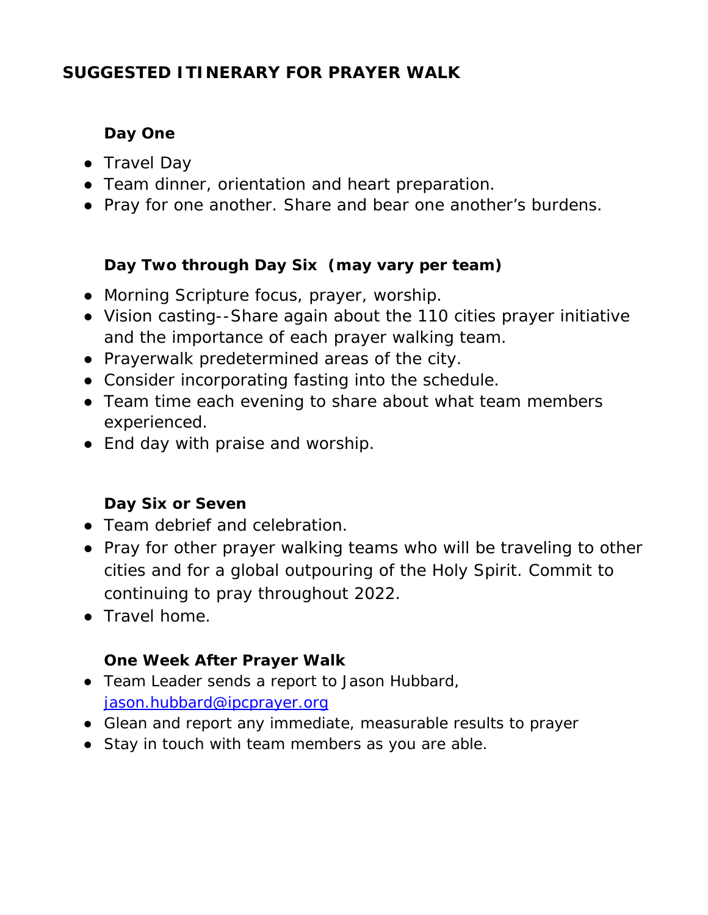## SUGGESTED ITINERARY FOR PRAYER WALK

### Day One

- Travel Day
- Team dinner, orientation and heart preparation.
- Pray for one another. Share and bear one another's burdens.

### Day Two through Day Six (may vary per team)

- Morning Scripture focus, prayer, worship.
- Vision casting--Share again about the 110 cities prayer initiative and the importance of each prayer walking team.
- Prayerwalk predetermined areas of the city.
- Consider incorporating fasting into the schedule.
- Team time each evening to share about what team members experienced.
- End day with praise and worship.

### Day Six or Seven

- Team debrief and celebration.
- Pray for other prayer walking teams who will be traveling to other cities and for a global outpouring of the Holy Spirit. Commit to continuing to pray throughout 2022.
- Travel home.

### One Week After Prayer Walk

- Team Leader sends a report to Jason Hubbard, jason.hubbard@ipcprayer.org
- Glean and report any immediate, measurable results to prayer
- Stay in touch with team members as you are able.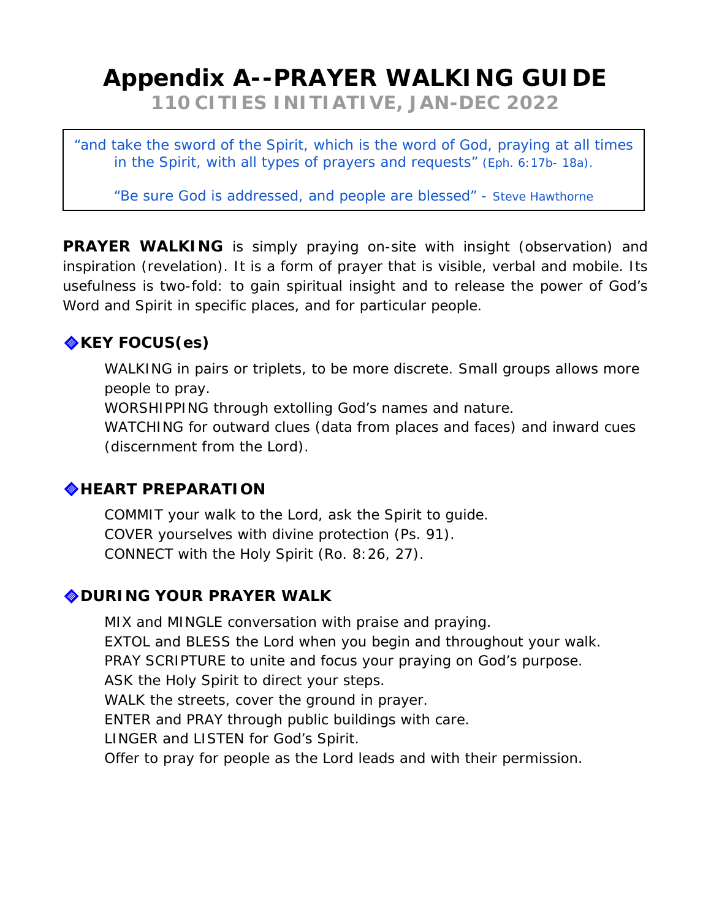# Appendix A--PRAYER WALKING GUIDE

## 110 CITIES INITIATIVE, JAN-DEC 2022

> "and take the sword of the Spirit, which is the word of God, praying at all times in the Spirit, with all types of prayers and requests" (Eph. 6:17b- 18a).
>
> "Be sure God is addressed, and people are blessed" - Steve Hawthorne

**PRAYER WALKING** is simply praying on-site with insight (observation) and inspiration (revelation). It is a form of prayer that is visible, verbal and mobile. Its usefulness is two-fold: to gain spiritual insight and to release the power of God's Word and Spirit in specific places, and for particular people.

### KEY FOCUS(es)

WALKING in pairs or triplets, to be more discrete. Small groups allows more people to pray.
WORSHIPPING through extolling God's names and nature.
WATCHING for outward clues (data from places and faces) and inward cues (discernment from the Lord).

### HEART PREPARATION

COMMIT your walk to the Lord, ask the Spirit to guide.
COVER yourselves with divine protection (Ps. 91).
CONNECT with the Holy Spirit (Ro. 8:26, 27).

### DURING YOUR PRAYER WALK

MIX and MINGLE conversation with praise and praying.
EXTOL and BLESS the Lord when you begin and throughout your walk.
PRAY SCRIPTURE to unite and focus your praying on God's purpose.
ASK the Holy Spirit to direct your steps.
WALK the streets, cover the ground in prayer.
ENTER and PRAY through public buildings with care.
LINGER and LISTEN for God's Spirit.
Offer to pray for people as the Lord leads and with their permission.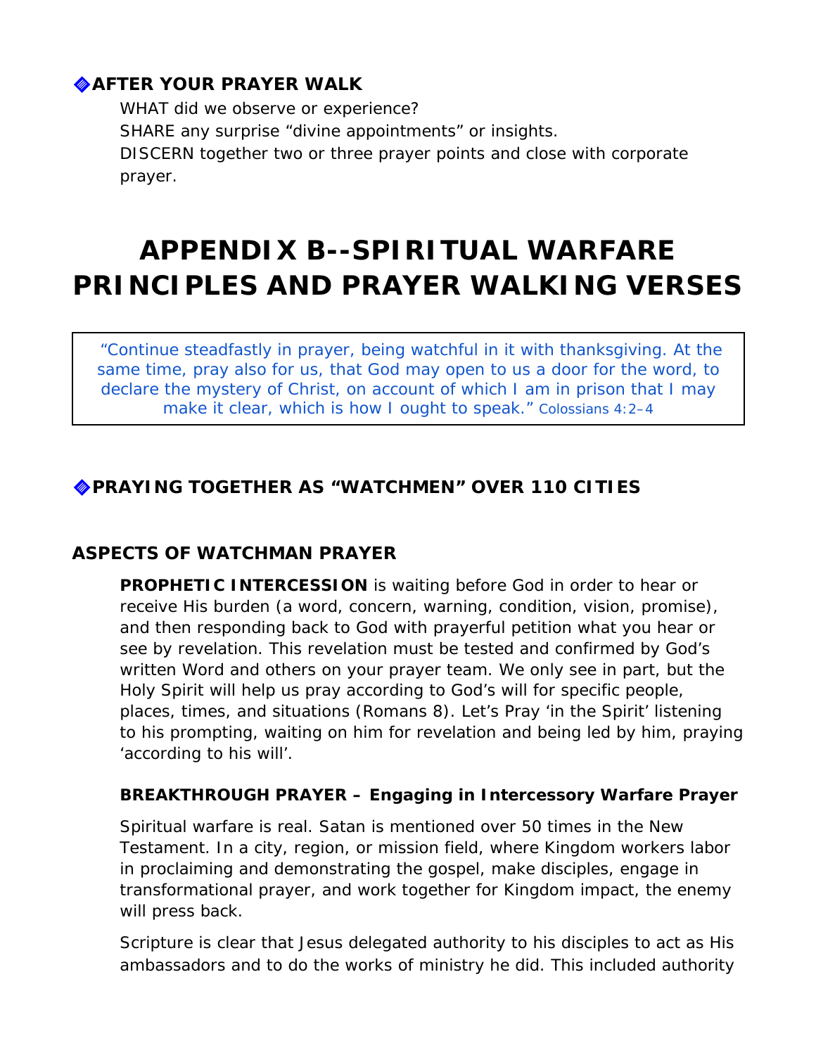## ◈AFTER YOUR PRAYER WALK

WHAT did we observe or experience?
SHARE any surprise "divine appointments" or insights.
DISCERN together two or three prayer points and close with corporate prayer.

# APPENDIX B--SPIRITUAL WARFARE PRINCIPLES AND PRAYER WALKING VERSES

> "Continue steadfastly in prayer, being watchful in it with thanksgiving. At the same time, pray also for us, that God may open to us a door for the word, to declare the mystery of Christ, on account of which I am in prison that I may make it clear, which is how I ought to speak." Colossians 4:2–4

## ◈PRAYING TOGETHER AS "WATCHMEN" OVER 110 CITIES

### ASPECTS OF WATCHMAN PRAYER

**PROPHETIC INTERCESSION** is waiting before God in order to hear or receive His burden (a word, concern, warning, condition, vision, promise), and then responding back to God with prayerful petition what you hear or see by revelation. This revelation must be tested and confirmed by God's written Word and others on your prayer team. We only see in part, but the Holy Spirit will help us pray according to God's will for specific people, places, times, and situations (Romans 8). Let's Pray 'in the Spirit' listening to his prompting, waiting on him for revelation and being led by him, praying 'according to his will'.

**BREAKTHROUGH PRAYER – Engaging in Intercessory Warfare Prayer**

Spiritual warfare is real. Satan is mentioned over 50 times in the New Testament. In a city, region, or mission field, where Kingdom workers labor in proclaiming and demonstrating the gospel, make disciples, engage in transformational prayer, and work together for Kingdom impact, the enemy will press back.

Scripture is clear that Jesus delegated authority to his disciples to act as His ambassadors and to do the works of ministry he did. This included authority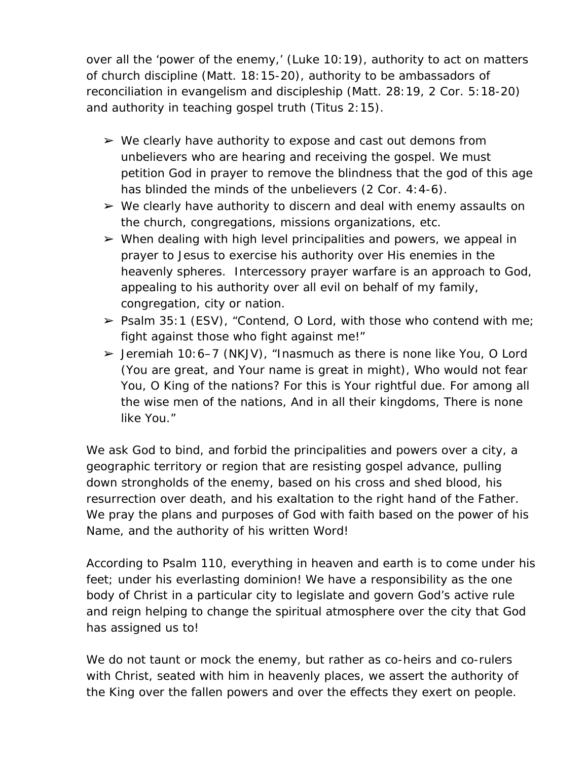over all the 'power of the enemy,' (Luke 10:19), authority to act on matters of church discipline (Matt. 18:15-20), authority to be ambassadors of reconciliation in evangelism and discipleship (Matt. 28:19, 2 Cor. 5:18-20) and authority in teaching gospel truth (Titus 2:15).

- ➢ We clearly have authority to expose and cast out demons from unbelievers who are hearing and receiving the gospel. We must petition God in prayer to remove the blindness that the god of this age has blinded the minds of the unbelievers (2 Cor. 4:4-6).
- ➢ We clearly have authority to discern and deal with enemy assaults on the church, congregations, missions organizations, etc.
- ➢ When dealing with high level principalities and powers, we appeal in prayer to Jesus to exercise his authority over His enemies in the heavenly spheres. Intercessory prayer warfare is an approach to God, appealing to his authority over all evil on behalf of my family, congregation, city or nation.
- ➢ Psalm 35:1 (ESV), "Contend, O Lord, with those who contend with me; fight against those who fight against me!"
- ➢ Jeremiah 10:6–7 (NKJV), "Inasmuch as there is none like You, O Lord (You are great, and Your name is great in might), Who would not fear You, O King of the nations? For this is Your rightful due. For among all the wise men of the nations, And in all their kingdoms, There is none like You."

We ask God to bind, and forbid the principalities and powers over a city, a geographic territory or region that are resisting gospel advance, pulling down strongholds of the enemy, based on his cross and shed blood, his resurrection over death, and his exaltation to the right hand of the Father. We pray the plans and purposes of God with faith based on the power of his Name, and the authority of his written Word!

According to Psalm 110, everything in heaven and earth is to come under his feet; under his everlasting dominion! We have a responsibility as the one body of Christ in a particular city to legislate and govern God's active rule and reign helping to change the spiritual atmosphere over the city that God has assigned us to!

We do not taunt or mock the enemy, but rather as co-heirs and co-rulers with Christ, seated with him in heavenly places, we assert the authority of the King over the fallen powers and over the effects they exert on people.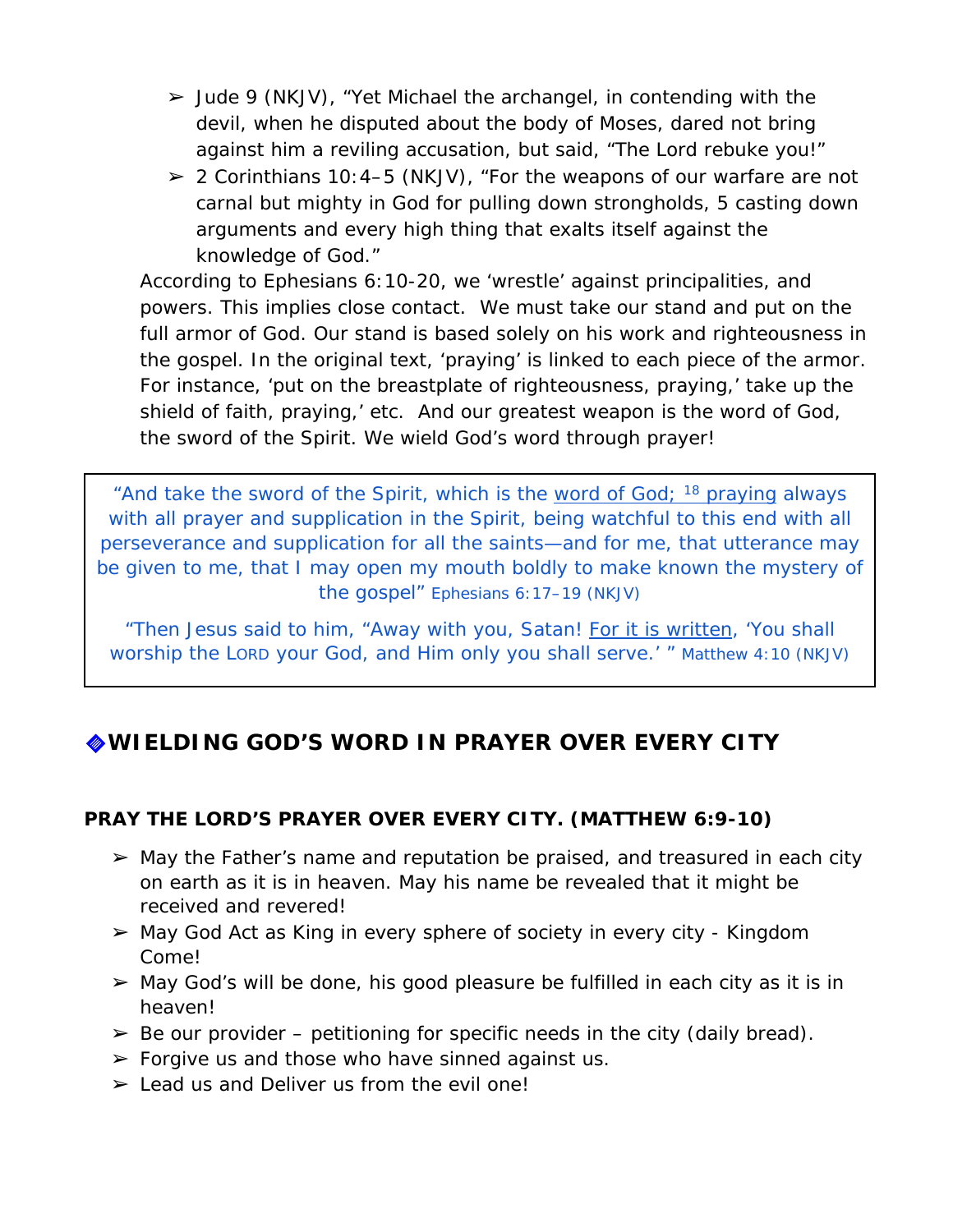- Jude 9 (NKJV), "Yet Michael the archangel, in contending with the devil, when he disputed about the body of Moses, dared not bring against him a reviling accusation, but said, "The Lord rebuke you!"
- 2 Corinthians 10:4–5 (NKJV), "For the weapons of our warfare are not carnal but mighty in God for pulling down strongholds, 5 casting down arguments and every high thing that exalts itself against the knowledge of God."

According to Ephesians 6:10-20, we 'wrestle' against principalities, and powers. This implies close contact. We must take our stand and put on the full armor of God. Our stand is based solely on his work and righteousness in the gospel. In the original text, 'praying' is linked to each piece of the armor. For instance, 'put on the breastplate of righteousness, praying,' take up the shield of faith, praying,' etc. And our greatest weapon is the word of God, the sword of the Spirit. We wield God's word through prayer!

> "And take the sword of the Spirit, which is the word of God; [18] praying always with all prayer and supplication in the Spirit, being watchful to this end with all perseverance and supplication for all the saints—and for me, that utterance may be given to me, that I may open my mouth boldly to make known the mystery of the gospel" Ephesians 6:17–19 (NKJV)
>
> "Then Jesus said to him, "Away with you, Satan! For it is written, 'You shall worship the LORD your God, and Him only you shall serve.' " Matthew 4:10 (NKJV)

## 🔷WIELDING GOD'S WORD IN PRAYER OVER EVERY CITY

**PRAY THE LORD'S PRAYER OVER EVERY CITY. (MATTHEW 6:9-10)**

- May the Father's name and reputation be praised, and treasured in each city on earth as it is in heaven. May his name be revealed that it might be received and revered!
- May God Act as King in every sphere of society in every city - Kingdom Come!
- May God's will be done, his good pleasure be fulfilled in each city as it is in heaven!
- Be our provider – petitioning for specific needs in the city (daily bread).
- Forgive us and those who have sinned against us.
- Lead us and Deliver us from the evil one!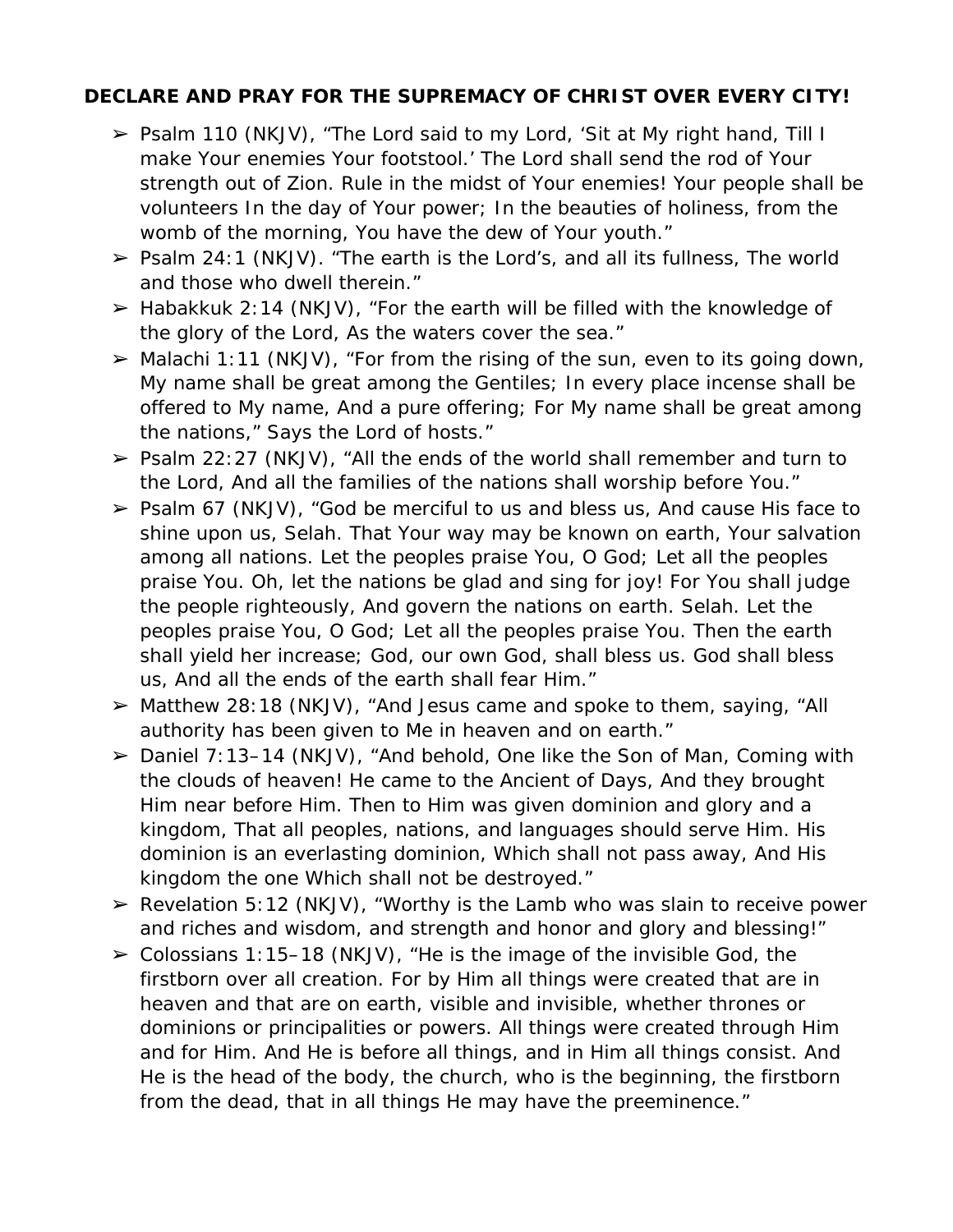**DECLARE AND PRAY FOR THE SUPREMACY OF CHRIST OVER EVERY CITY!**

- Psalm 110 (NKJV), "The Lord said to my Lord, 'Sit at My right hand, Till I make Your enemies Your footstool.' The Lord shall send the rod of Your strength out of Zion. Rule in the midst of Your enemies! Your people shall be volunteers In the day of Your power; In the beauties of holiness, from the womb of the morning, You have the dew of Your youth."
- Psalm 24:1 (NKJV). "The earth is the Lord's, and all its fullness, The world and those who dwell therein."
- Habakkuk 2:14 (NKJV), "For the earth will be filled with the knowledge of the glory of the Lord, As the waters cover the sea."
- Malachi 1:11 (NKJV), "For from the rising of the sun, even to its going down, My name shall be great among the Gentiles; In every place incense shall be offered to My name, And a pure offering; For My name shall be great among the nations," Says the Lord of hosts."
- Psalm 22:27 (NKJV), "All the ends of the world shall remember and turn to the Lord, And all the families of the nations shall worship before You."
- Psalm 67 (NKJV), "God be merciful to us and bless us, And cause His face to shine upon us, Selah. That Your way may be known on earth, Your salvation among all nations. Let the peoples praise You, O God; Let all the peoples praise You. Oh, let the nations be glad and sing for joy! For You shall judge the people righteously, And govern the nations on earth. Selah. Let the peoples praise You, O God; Let all the peoples praise You. Then the earth shall yield her increase; God, our own God, shall bless us. God shall bless us, And all the ends of the earth shall fear Him."
- Matthew 28:18 (NKJV), "And Jesus came and spoke to them, saying, "All authority has been given to Me in heaven and on earth."
- Daniel 7:13–14 (NKJV), "And behold, One like the Son of Man, Coming with the clouds of heaven! He came to the Ancient of Days, And they brought Him near before Him. Then to Him was given dominion and glory and a kingdom, That all peoples, nations, and languages should serve Him. His dominion is an everlasting dominion, Which shall not pass away, And His kingdom the one Which shall not be destroyed."
- Revelation 5:12 (NKJV), "Worthy is the Lamb who was slain to receive power and riches and wisdom, and strength and honor and glory and blessing!"
- Colossians 1:15–18 (NKJV), "He is the image of the invisible God, the firstborn over all creation. For by Him all things were created that are in heaven and that are on earth, visible and invisible, whether thrones or dominions or principalities or powers. All things were created through Him and for Him. And He is before all things, and in Him all things consist. And He is the head of the body, the church, who is the beginning, the firstborn from the dead, that in all things He may have the preeminence."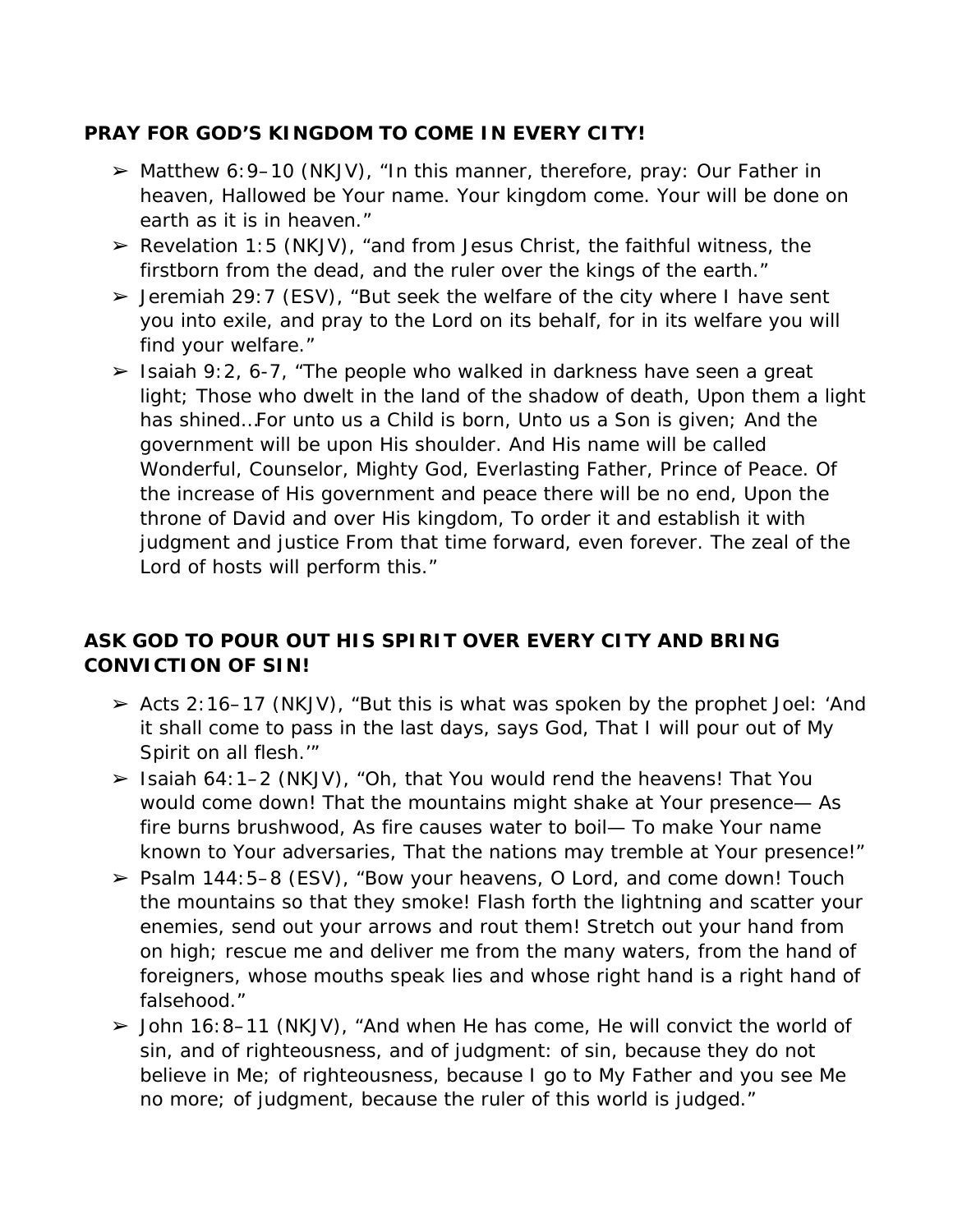**PRAY FOR GOD'S KINGDOM TO COME IN EVERY CITY!**

- ➢ Matthew 6:9–10 (NKJV), "In this manner, therefore, pray: Our Father in heaven, Hallowed be Your name. Your kingdom come. Your will be done on earth as it is in heaven."
- ➢ Revelation 1:5 (NKJV), "and from Jesus Christ, the faithful witness, the firstborn from the dead, and the ruler over the kings of the earth."
- ➢ Jeremiah 29:7 (ESV), "But seek the welfare of the city where I have sent you into exile, and pray to the Lord on its behalf, for in its welfare you will find your welfare."
- ➢ Isaiah 9:2, 6-7, "The people who walked in darkness have seen a great light; Those who dwelt in the land of the shadow of death, Upon them a light has shined…For unto us a Child is born, Unto us a Son is given; And the government will be upon His shoulder. And His name will be called Wonderful, Counselor, Mighty God, Everlasting Father, Prince of Peace. Of the increase of His government and peace there will be no end, Upon the throne of David and over His kingdom, To order it and establish it with judgment and justice From that time forward, even forever. The zeal of the Lord of hosts will perform this."

**ASK GOD TO POUR OUT HIS SPIRIT OVER EVERY CITY AND BRING CONVICTION OF SIN!**

- ➢ Acts 2:16–17 (NKJV), "But this is what was spoken by the prophet Joel: 'And it shall come to pass in the last days, says God, That I will pour out of My Spirit on all flesh.'"
- ➢ Isaiah 64:1–2 (NKJV), "Oh, that You would rend the heavens! That You would come down! That the mountains might shake at Your presence— As fire burns brushwood, As fire causes water to boil— To make Your name known to Your adversaries, That the nations may tremble at Your presence!"
- ➢ Psalm 144:5–8 (ESV), "Bow your heavens, O Lord, and come down! Touch the mountains so that they smoke! Flash forth the lightning and scatter your enemies, send out your arrows and rout them! Stretch out your hand from on high; rescue me and deliver me from the many waters, from the hand of foreigners, whose mouths speak lies and whose right hand is a right hand of falsehood."
- ➢ John 16:8–11 (NKJV), "And when He has come, He will convict the world of sin, and of righteousness, and of judgment: of sin, because they do not believe in Me; of righteousness, because I go to My Father and you see Me no more; of judgment, because the ruler of this world is judged."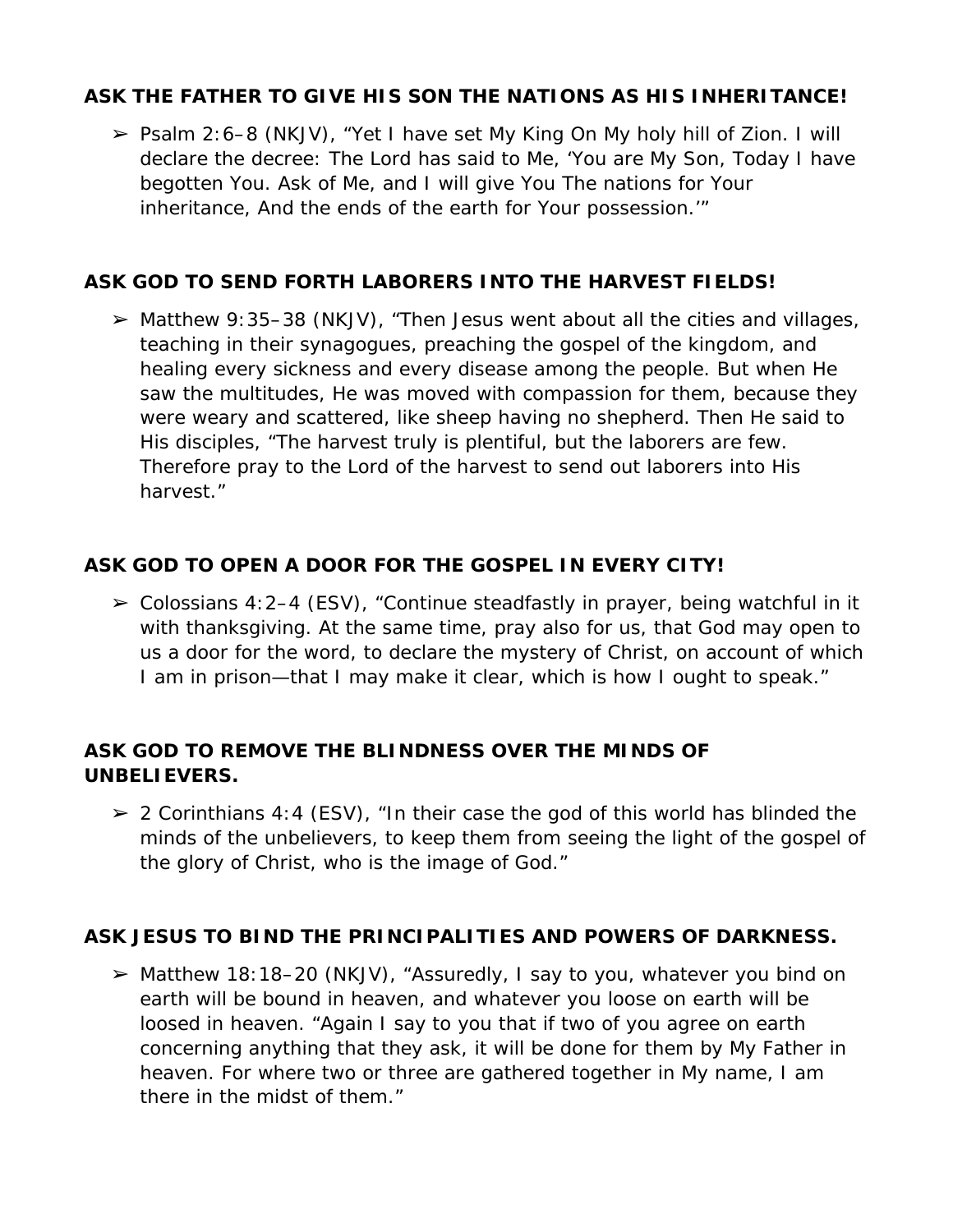**ASK THE FATHER TO GIVE HIS SON THE NATIONS AS HIS INHERITANCE!**

- ➢ Psalm 2:6–8 (NKJV), "Yet I have set My King On My holy hill of Zion. I will declare the decree: The Lord has said to Me, 'You are My Son, Today I have begotten You. Ask of Me, and I will give You The nations for Your inheritance, And the ends of the earth for Your possession.'"

**ASK GOD TO SEND FORTH LABORERS INTO THE HARVEST FIELDS!**

- ➢ Matthew 9:35–38 (NKJV), "Then Jesus went about all the cities and villages, teaching in their synagogues, preaching the gospel of the kingdom, and healing every sickness and every disease among the people. But when He saw the multitudes, He was moved with compassion for them, because they were weary and scattered, like sheep having no shepherd. Then He said to His disciples, "The harvest truly is plentiful, but the laborers are few. Therefore pray to the Lord of the harvest to send out laborers into His harvest."

**ASK GOD TO OPEN A DOOR FOR THE GOSPEL IN EVERY CITY!**

- ➢ Colossians 4:2–4 (ESV), "Continue steadfastly in prayer, being watchful in it with thanksgiving. At the same time, pray also for us, that God may open to us a door for the word, to declare the mystery of Christ, on account of which I am in prison—that I may make it clear, which is how I ought to speak."

**ASK GOD TO REMOVE THE BLINDNESS OVER THE MINDS OF UNBELIEVERS.**

- ➢ 2 Corinthians 4:4 (ESV), "In their case the god of this world has blinded the minds of the unbelievers, to keep them from seeing the light of the gospel of the glory of Christ, who is the image of God."

**ASK JESUS TO BIND THE PRINCIPALITIES AND POWERS OF DARKNESS.**

- ➢ Matthew 18:18–20 (NKJV), "Assuredly, I say to you, whatever you bind on earth will be bound in heaven, and whatever you loose on earth will be loosed in heaven. "Again I say to you that if two of you agree on earth concerning anything that they ask, it will be done for them by My Father in heaven. For where two or three are gathered together in My name, I am there in the midst of them."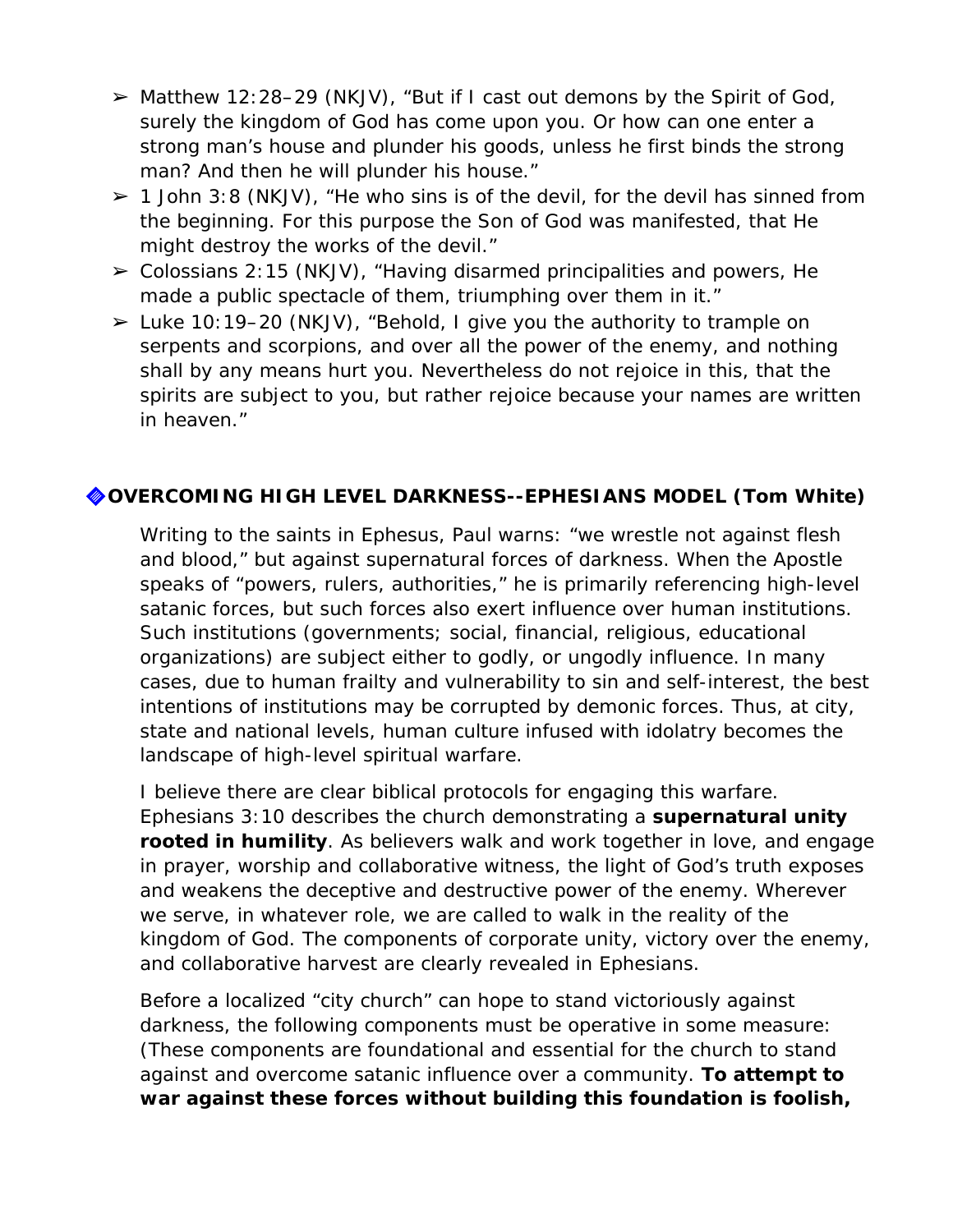- ➢ Matthew 12:28–29 (NKJV), “But if I cast out demons by the Spirit of God, surely the kingdom of God has come upon you. Or how can one enter a strong man’s house and plunder his goods, unless he first binds the strong man? And then he will plunder his house.”
- ➢ 1 John 3:8 (NKJV), “He who sins is of the devil, for the devil has sinned from the beginning. For this purpose the Son of God was manifested, that He might destroy the works of the devil.”
- ➢ Colossians 2:15 (NKJV), “Having disarmed principalities and powers, He made a public spectacle of them, triumphing over them in it.”
- ➢ Luke 10:19–20 (NKJV), “Behold, I give you the authority to trample on serpents and scorpions, and over all the power of the enemy, and nothing shall by any means hurt you. Nevertheless do not rejoice in this, that the spirits are subject to you, but rather rejoice because your names are written in heaven.”

### 🔷OVERCOMING HIGH LEVEL DARKNESS--EPHESIANS MODEL (Tom White)

Writing to the saints in Ephesus, Paul warns: “we wrestle not against flesh and blood,” but against supernatural forces of darkness. When the Apostle speaks of “powers, rulers, authorities,” he is primarily referencing high-level satanic forces, but such forces also exert influence over human institutions. Such institutions (governments; social, financial, religious, educational organizations) are subject either to godly, or ungodly influence. In many cases, due to human frailty and vulnerability to sin and self-interest, the best intentions of institutions may be corrupted by demonic forces. Thus, at city, state and national levels, human culture infused with idolatry becomes the landscape of high-level spiritual warfare.

I believe there are clear biblical protocols for engaging this warfare. Ephesians 3:10 describes the church demonstrating a **supernatural unity rooted in humility**. As believers walk and work together in love, and engage in prayer, worship and collaborative witness, the light of God’s truth exposes and weakens the deceptive and destructive power of the enemy. Wherever we serve, in whatever role, we are called to walk in the reality of the kingdom of God. The components of corporate unity, victory over the enemy, and collaborative harvest are clearly revealed in Ephesians.

Before a localized “city church” can hope to stand victoriously against darkness, the following components must be operative in some measure: (These components are foundational and essential for the church to stand against and overcome satanic influence over a community. **To attempt to war against these forces without building this foundation is foolish,**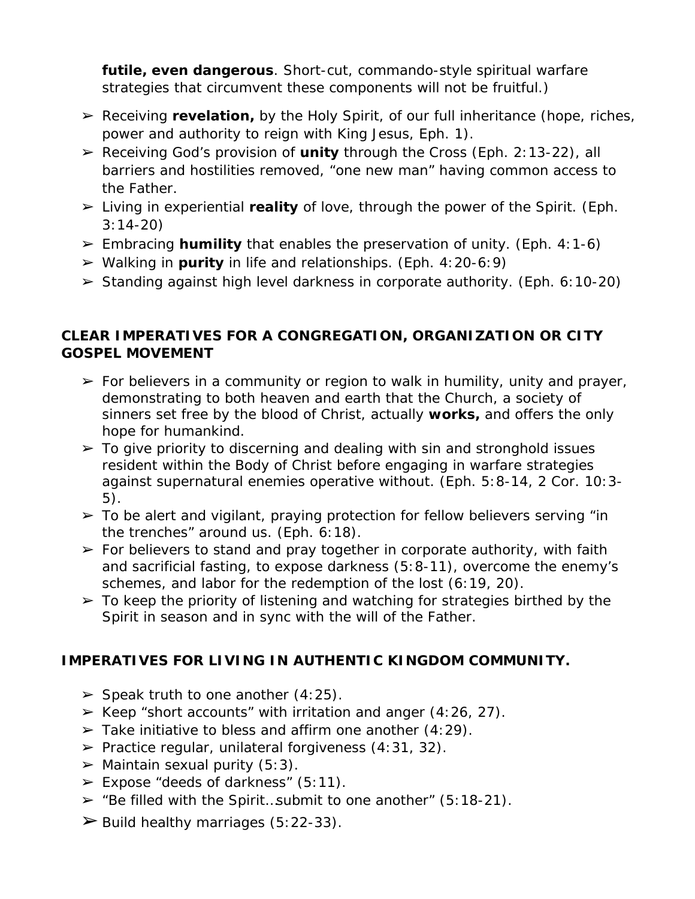**futile, even dangerous**. Short-cut, commando-style spiritual warfare strategies that circumvent these components will not be fruitful.)

- Receiving **revelation,** by the Holy Spirit, of our full inheritance (hope, riches, power and authority to reign with King Jesus, Eph. 1).
- Receiving God's provision of **unity** through the Cross (Eph. 2:13-22), all barriers and hostilities removed, "one new man" having common access to the Father.
- Living in experiential **reality** of love, through the power of the Spirit. (Eph. 3:14-20)
- Embracing **humility** that enables the preservation of unity. (Eph. 4:1-6)
- Walking in **purity** in life and relationships. (Eph. 4:20-6:9)
- Standing against high level darkness in corporate authority. (Eph. 6:10-20)

**CLEAR IMPERATIVES FOR A CONGREGATION, ORGANIZATION OR CITY GOSPEL MOVEMENT**

- For believers in a community or region to walk in humility, unity and prayer, demonstrating to both heaven and earth that the Church, a society of sinners set free by the blood of Christ, actually **works,** and offers the only hope for humankind.
- To give priority to discerning and dealing with sin and stronghold issues resident within the Body of Christ before engaging in warfare strategies against supernatural enemies operative without. (Eph. 5:8-14, 2 Cor. 10:3-5).
- To be alert and vigilant, praying protection for fellow believers serving "in the trenches" around us. (Eph. 6:18).
- For believers to stand and pray together in corporate authority, with faith and sacrificial fasting, to expose darkness (5:8-11), overcome the enemy's schemes, and labor for the redemption of the lost (6:19, 20).
- To keep the priority of listening and watching for strategies birthed by the Spirit in season and in sync with the will of the Father.

**IMPERATIVES FOR LIVING IN AUTHENTIC KINGDOM COMMUNITY.**

- Speak truth to one another (4:25).
- Keep "short accounts" with irritation and anger (4:26, 27).
- Take initiative to bless and affirm one another (4:29).
- Practice regular, unilateral forgiveness (4:31, 32).
- Maintain sexual purity (5:3).
- Expose "deeds of darkness" (5:11).
- "Be filled with the Spirit…submit to one another" (5:18-21).
- Build healthy marriages (5:22-33).